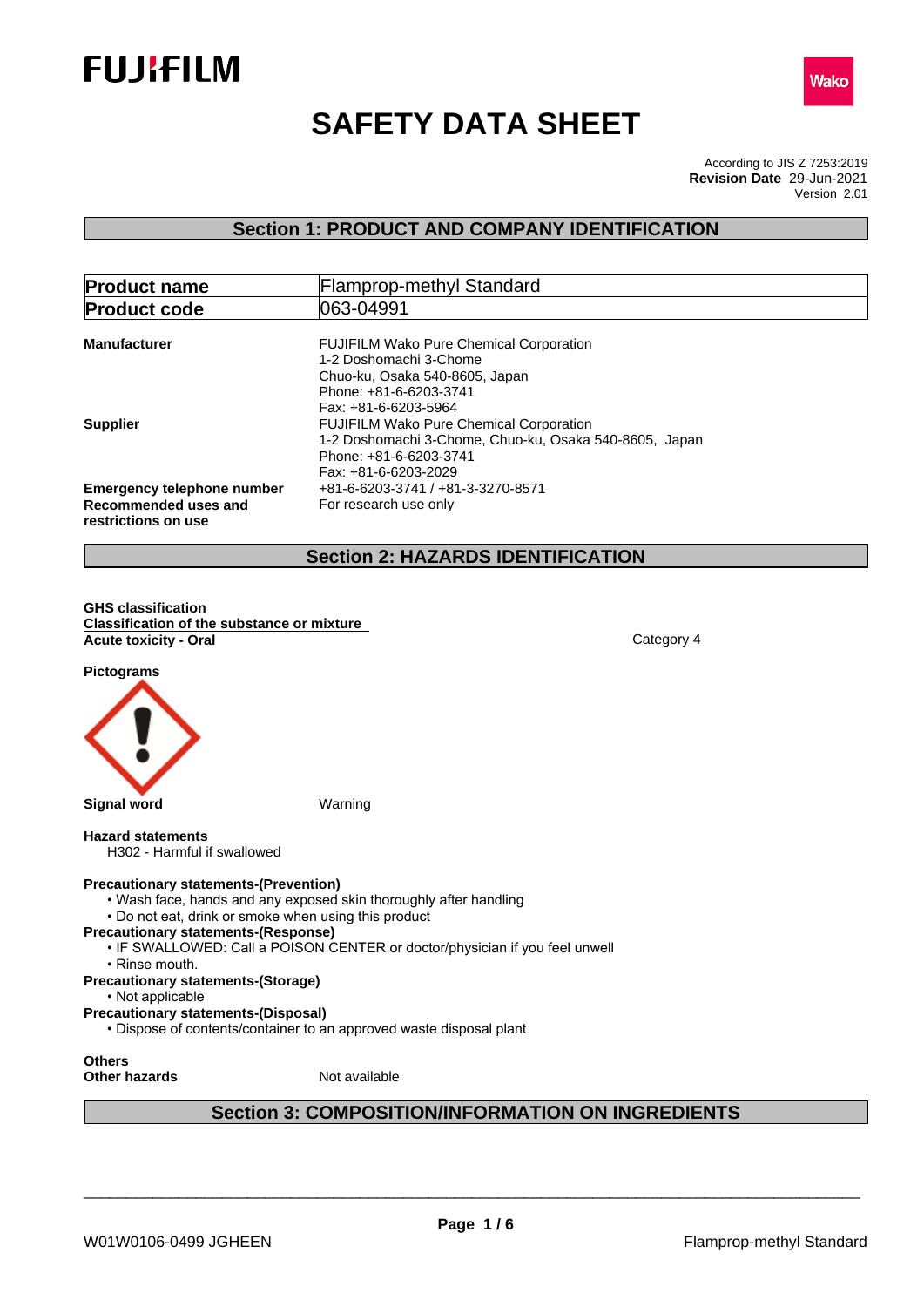# SAFETY DATA SHEET

According to JIS Z 7253:2019
**Revision Date** 29-Jun-2021
Version 2.01

## Section 1: PRODUCT AND COMPANY IDENTIFICATION

| **Product name** | Flamprop-methyl Standard |
|---|---|
| **Product code** | 063-04991 |

**Manufacturer**
FUJIFILM Wako Pure Chemical Corporation
1-2 Doshomachi 3-Chome
Chuo-ku, Osaka 540-8605, Japan
Phone: +81-6-6203-3741
Fax: +81-6-6203-5964

**Supplier**
FUJIFILM Wako Pure Chemical Corporation
1-2 Doshomachi 3-Chome, Chuo-ku, Osaka 540-8605, Japan
Phone: +81-6-6203-3741
Fax: +81-6-6203-2029

**Emergency telephone number** +81-6-6203-3741 / +81-3-3270-8571

**Recommended uses and restrictions on use** For research use only

## Section 2: HAZARDS IDENTIFICATION

**GHS classification**
**Classification of the substance or mixture**
**Acute toxicity - Oral** Category 4

**Pictograms**

**Signal word** Warning

**Hazard statements**
H302 - Harmful if swallowed

**Precautionary statements-(Prevention)**
- Wash face, hands and any exposed skin thoroughly after handling
- Do not eat, drink or smoke when using this product

**Precautionary statements-(Response)**
- IF SWALLOWED: Call a POISON CENTER or doctor/physician if you feel unwell
- Rinse mouth.

**Precautionary statements-(Storage)**
- Not applicable

**Precautionary statements-(Disposal)**
- Dispose of contents/container to an approved waste disposal plant

**Others**
**Other hazards** Not available

## Section 3: COMPOSITION/INFORMATION ON INGREDIENTS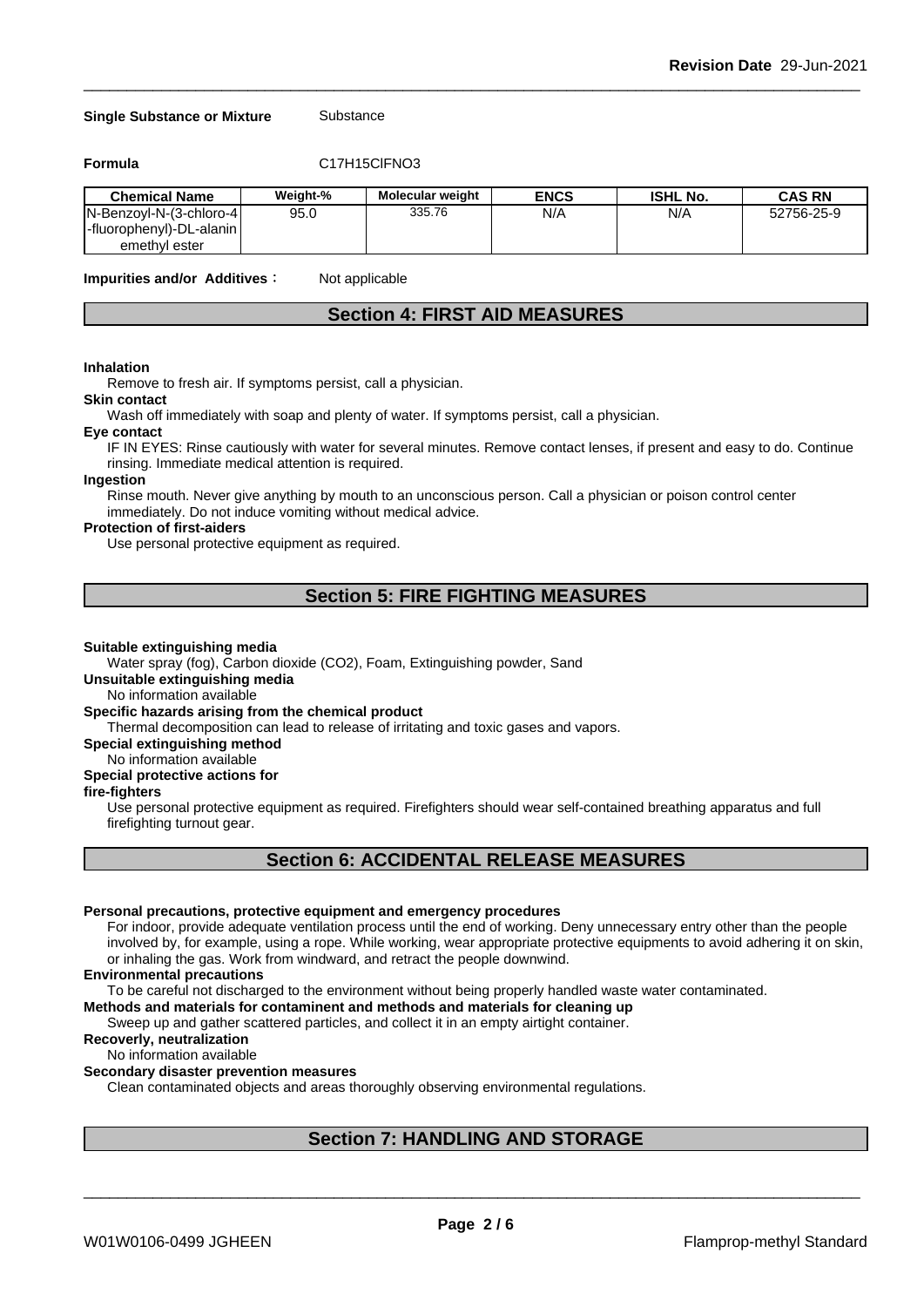**Single Substance or Mixture** Substance

**Formula** C17H15ClFNO3

| Chemical Name | Weight-% | Molecular weight | ENCS | ISHL No. | CAS RN |
|---|---|---|---|---|---|
| N-Benzoyl-N-(3-chloro-4-fluorophenyl)-DL-alaninemethyl ester | 95.0 | 335.76 | N/A | N/A | 52756-25-9 |

**Impurities and/or Additives**： Not applicable

## Section 4: FIRST AID MEASURES

**Inhalation**

Remove to fresh air. If symptoms persist, call a physician.

**Skin contact**

Wash off immediately with soap and plenty of water. If symptoms persist, call a physician.

**Eye contact**

IF IN EYES: Rinse cautiously with water for several minutes. Remove contact lenses, if present and easy to do. Continue rinsing. Immediate medical attention is required.

**Ingestion**

Rinse mouth. Never give anything by mouth to an unconscious person. Call a physician or poison control center immediately. Do not induce vomiting without medical advice.

**Protection of first-aiders**

Use personal protective equipment as required.

## Section 5: FIRE FIGHTING MEASURES

**Suitable extinguishing media**

Water spray (fog), Carbon dioxide (CO2), Foam, Extinguishing powder, Sand

**Unsuitable extinguishing media**

No information available

**Specific hazards arising from the chemical product**

Thermal decomposition can lead to release of irritating and toxic gases and vapors.

**Special extinguishing method**

No information available

**Special protective actions for fire-fighters**

Use personal protective equipment as required. Firefighters should wear self-contained breathing apparatus and full firefighting turnout gear.

## Section 6: ACCIDENTAL RELEASE MEASURES

**Personal precautions, protective equipment and emergency procedures**

For indoor, provide adequate ventilation process until the end of working. Deny unnecessary entry other than the people involved by, for example, using a rope. While working, wear appropriate protective equipments to avoid adhering it on skin, or inhaling the gas. Work from windward, and retract the people downwind.

**Environmental precautions**

To be careful not discharged to the environment without being properly handled waste water contaminated.

**Methods and materials for contaminent and methods and materials for cleaning up**

Sweep up and gather scattered particles, and collect it in an empty airtight container.

**Recoverly, neutralization**

No information available

**Secondary disaster prevention measures**

Clean contaminated objects and areas thoroughly observing environmental regulations.

## Section 7: HANDLING AND STORAGE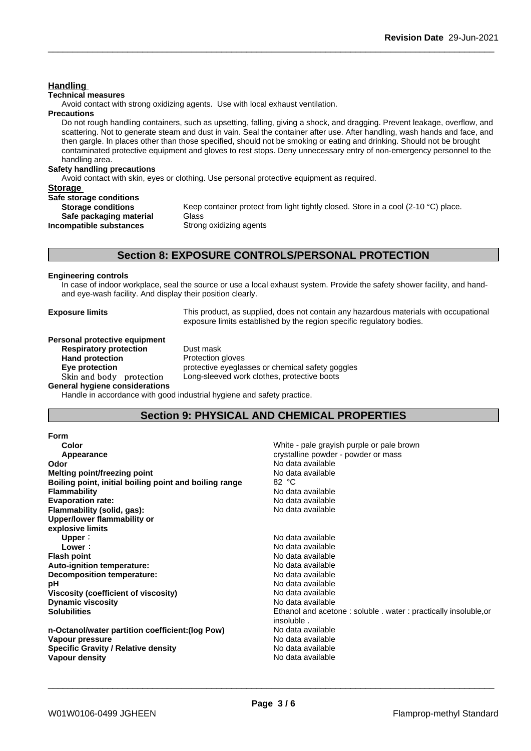### Handling

**Technical measures**

Avoid contact with strong oxidizing agents. Use with local exhaust ventilation.

**Precautions**

Do not rough handling containers, such as upsetting, falling, giving a shock, and dragging. Prevent leakage, overflow, and scattering. Not to generate steam and dust in vain. Seal the container after use. After handling, wash hands and face, and then gargle. In places other than those specified, should not be smoking or eating and drinking. Should not be brought contaminated protective equipment and gloves to rest stops. Deny unnecessary entry of non-emergency personnel to the handling area.

**Safety handling precautions**

Avoid contact with skin, eyes or clothing. Use personal protective equipment as required.

### Storage

**Safe storage conditions**

| | |
|---|---|
| **Storage conditions** | Keep container protect from light tightly closed. Store in a cool (2-10 °C) place. |
| **Safe packaging material** | Glass |
| **Incompatible substances** | Strong oxidizing agents |

## Section 8: EXPOSURE CONTROLS/PERSONAL PROTECTION

**Engineering controls**

In case of indoor workplace, seal the source or use a local exhaust system. Provide the safety shower facility, and hand- and eye-wash facility. And display their position clearly.

**Exposure limits** This product, as supplied, does not contain any hazardous materials with occupational exposure limits established by the region specific regulatory bodies.

**Personal protective equipment**

| | |
|---|---|
| **Respiratory protection** | Dust mask |
| **Hand protection** | Protection gloves |
| **Eye protection** | protective eyeglasses or chemical safety goggles |
| Skin and body protection | Long-sleeved work clothes, protective boots |

**General hygiene considerations**

Handle in accordance with good industrial hygiene and safety practice.

## Section 9: PHYSICAL AND CHEMICAL PROPERTIES

| | |
|---|---|
| **Form** | |
| **Color** | White - pale grayish purple or pale brown |
| **Appearance** | crystalline powder - powder or mass |
| **Odor** | No data available |
| **Melting point/freezing point** | No data available |
| **Boiling point, initial boiling point and boiling range** | 82 °C |
| **Flammability** | No data available |
| **Evaporation rate:** | No data available |
| **Flammability (solid, gas):** | No data available |
| **Upper/lower flammability or explosive limits** | |
| **Upper**： | No data available |
| **Lower**： | No data available |
| **Flash point** | No data available |
| **Auto-ignition temperature:** | No data available |
| **Decomposition temperature:** | No data available |
| **pH** | No data available |
| **Viscosity (coefficient of viscosity)** | No data available |
| **Dynamic viscosity** | No data available |
| **Solubilities** | Ethanol and acetone : soluble . water : practically insoluble,or insoluble . |
| **n-Octanol/water partition coefficient:(log Pow)** | No data available |
| **Vapour pressure** | No data available |
| **Specific Gravity / Relative density** | No data available |
| **Vapour density** | No data available |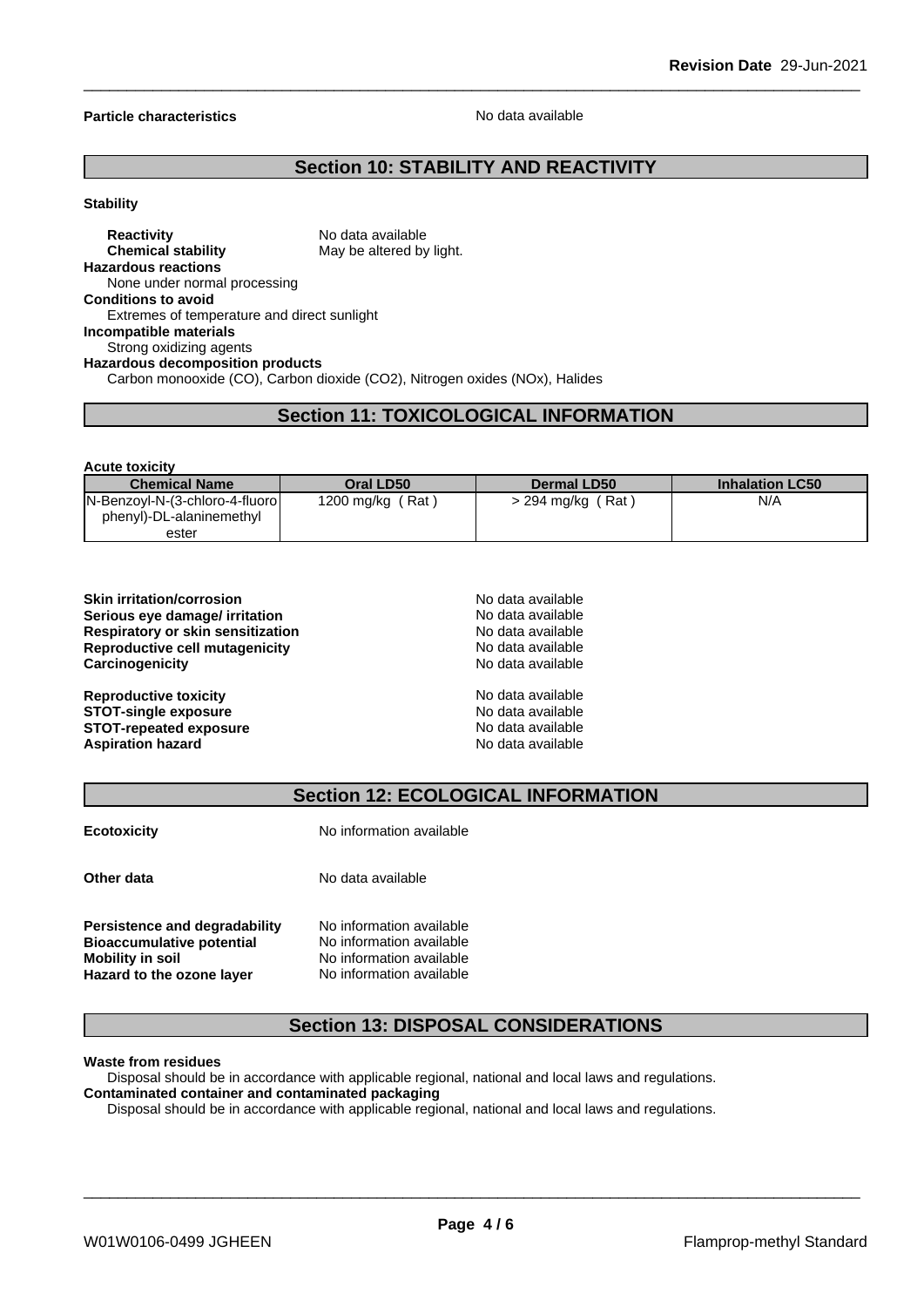**Particle characteristics** No data available

## Section 10: STABILITY AND REACTIVITY

**Stability**

**Reactivity** No data available
**Chemical stability** May be altered by light.

**Hazardous reactions**
None under normal processing

**Conditions to avoid**
Extremes of temperature and direct sunlight

**Incompatible materials**
Strong oxidizing agents

**Hazardous decomposition products**
Carbon monooxide (CO), Carbon dioxide ($CO_2$), Nitrogen oxides (NOx), Halides

## Section 11: TOXICOLOGICAL INFORMATION

**Acute toxicity**

| Chemical Name | Oral LD50 | Dermal LD50 | Inhalation LC50 |
|---|---|---|---|
| N-Benzoyl-N-(3-chloro-4-fluorophenyl)-DL-alaninemethyl ester | 1200 mg/kg ( Rat ) | > 294 mg/kg ( Rat ) | N/A |

**Skin irritation/corrosion** No data available
**Serious eye damage/ irritation** No data available
**Respiratory or skin sensitization** No data available
**Reproductive cell mutagenicity** No data available
**Carcinogenicity** No data available

**Reproductive toxicity** No data available
**STOT-single exposure** No data available
**STOT-repeated exposure** No data available
**Aspiration hazard** No data available

## Section 12: ECOLOGICAL INFORMATION

**Ecotoxicity** No information available

**Other data** No data available

**Persistence and degradability** No information available
**Bioaccumulative potential** No information available
**Mobility in soil** No information available
**Hazard to the ozone layer** No information available

## Section 13: DISPOSAL CONSIDERATIONS

**Waste from residues**
Disposal should be in accordance with applicable regional, national and local laws and regulations.

**Contaminated container and contaminated packaging**
Disposal should be in accordance with applicable regional, national and local laws and regulations.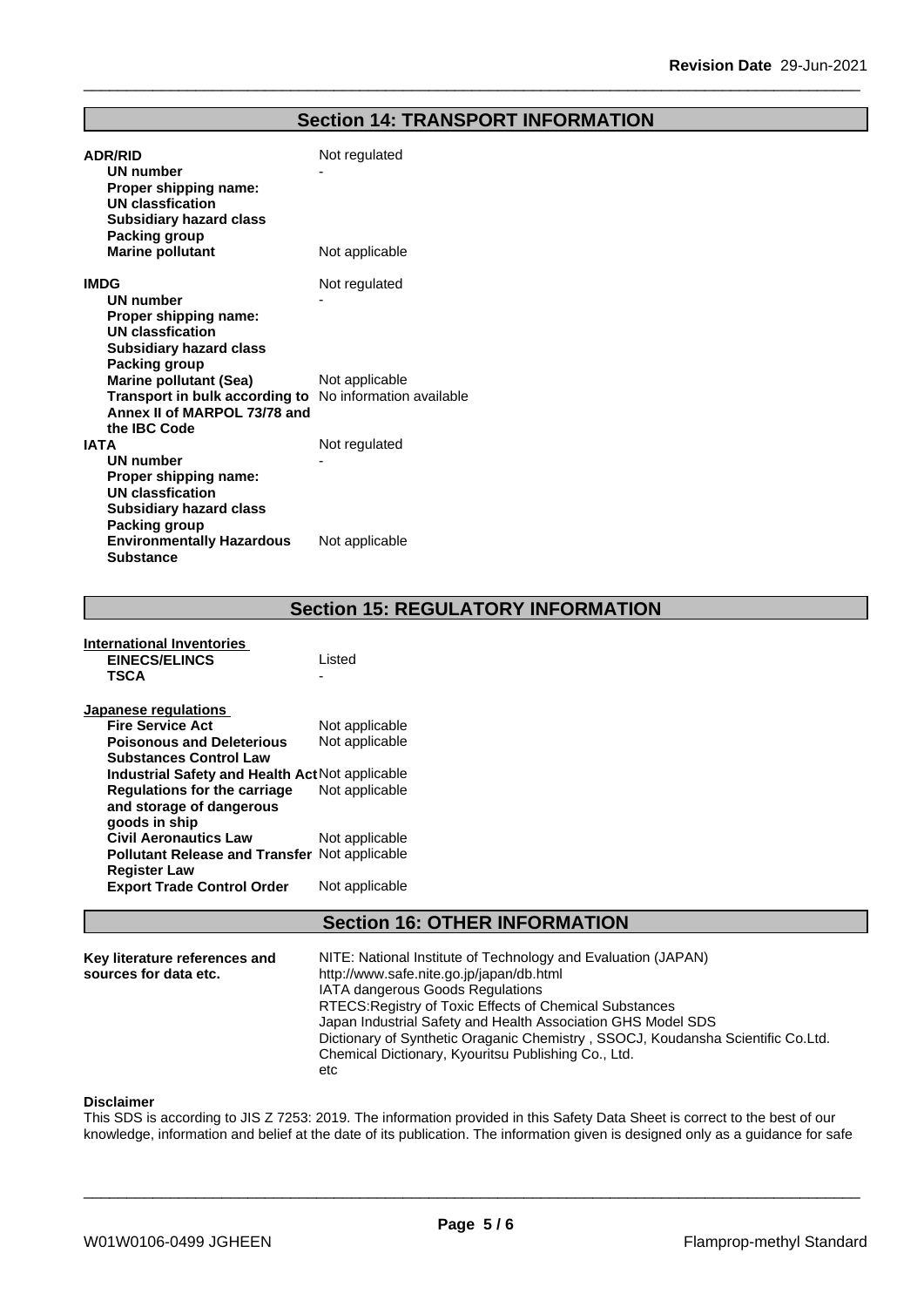## Section 14: TRANSPORT INFORMATION

**ADR/RID** Not regulated

- **UN number** -
- **Proper shipping name:**
- **UN classfication**
- **Subsidiary hazard class**
- **Packing group**
- **Marine pollutant** Not applicable

**IMDG** Not regulated

- **UN number** -
- **Proper shipping name:**
- **UN classfication**
- **Subsidiary hazard class**
- **Packing group**
- **Marine pollutant (Sea)** Not applicable
- **Transport in bulk according to Annex II of MARPOL 73/78 and the IBC Code** No information available

**IATA** Not regulated

- **UN number** -
- **Proper shipping name:**
- **UN classfication**
- **Subsidiary hazard class**
- **Packing group**
- **Environmentally Hazardous Substance** Not applicable

## Section 15: REGULATORY INFORMATION

**International Inventories**

| | |
|---|---|
| **EINECS/ELINCS** | Listed |
| **TSCA** | - |

**Japanese regulations**

| | |
|---|---|
| **Fire Service Act** | Not applicable |
| **Poisonous and Deleterious Substances Control Law** | Not applicable |
| **Industrial Safety and Health Act** | Not applicable |
| **Regulations for the carriage and storage of dangerous goods in ship** | Not applicable |
| **Civil Aeronautics Law** | Not applicable |
| **Pollutant Release and Transfer Register Law** | Not applicable |
| **Export Trade Control Order** | Not applicable |

## Section 16: OTHER INFORMATION

**Key literature references and sources for data etc.**

NITE: National Institute of Technology and Evaluation (JAPAN)
http://www.safe.nite.go.jp/japan/db.html
IATA dangerous Goods Regulations
RTECS:Registry of Toxic Effects of Chemical Substances
Japan Industrial Safety and Health Association GHS Model SDS
Dictionary of Synthetic Oraganic Chemistry , SSOCJ, Koudansha Scientific Co.Ltd.
Chemical Dictionary, Kyouritsu Publishing Co., Ltd.
etc

**Disclaimer**

This SDS is according to JIS Z 7253: 2019. The information provided in this Safety Data Sheet is correct to the best of our knowledge, information and belief at the date of its publication. The information given is designed only as a guidance for safe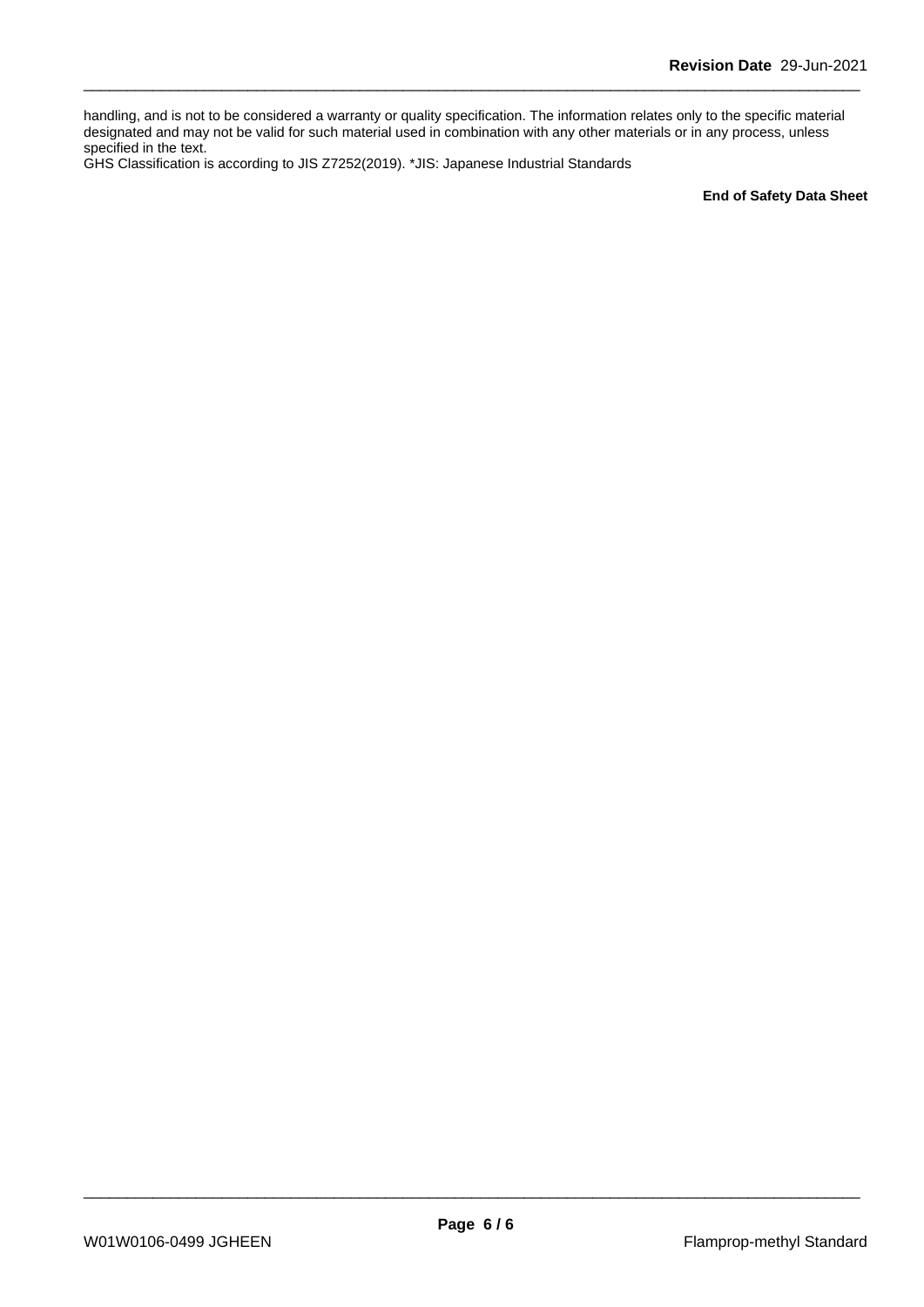handling, and is not to be considered a warranty or quality specification. The information relates only to the specific material designated and may not be valid for such material used in combination with any other materials or in any process, unless specified in the text.
GHS Classification is according to JIS Z7252(2019). *JIS: Japanese Industrial Standards

**End of Safety Data Sheet**